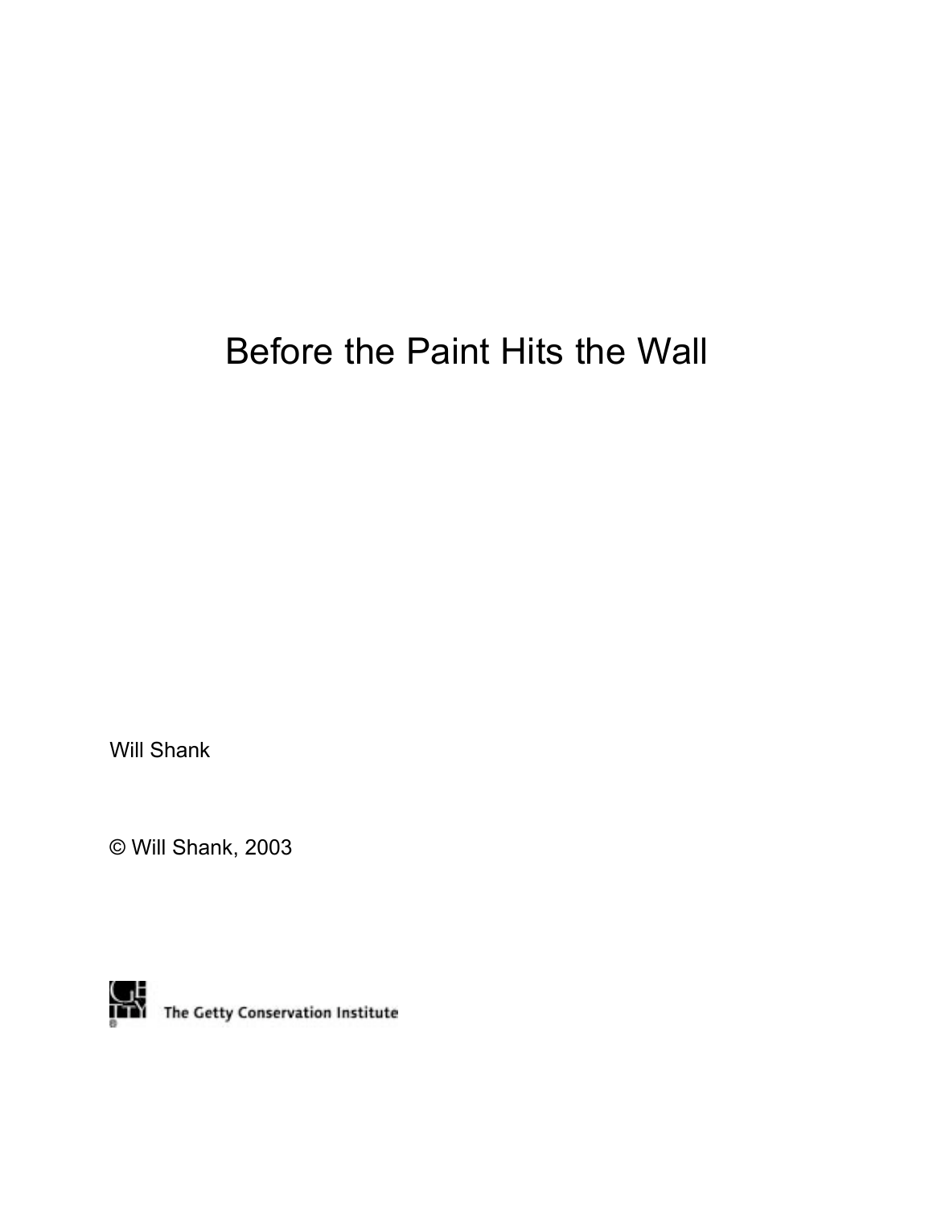# Before the Paint Hits the Wall

Will Shank

© Will Shank, 2003

The Getty Conservation Institute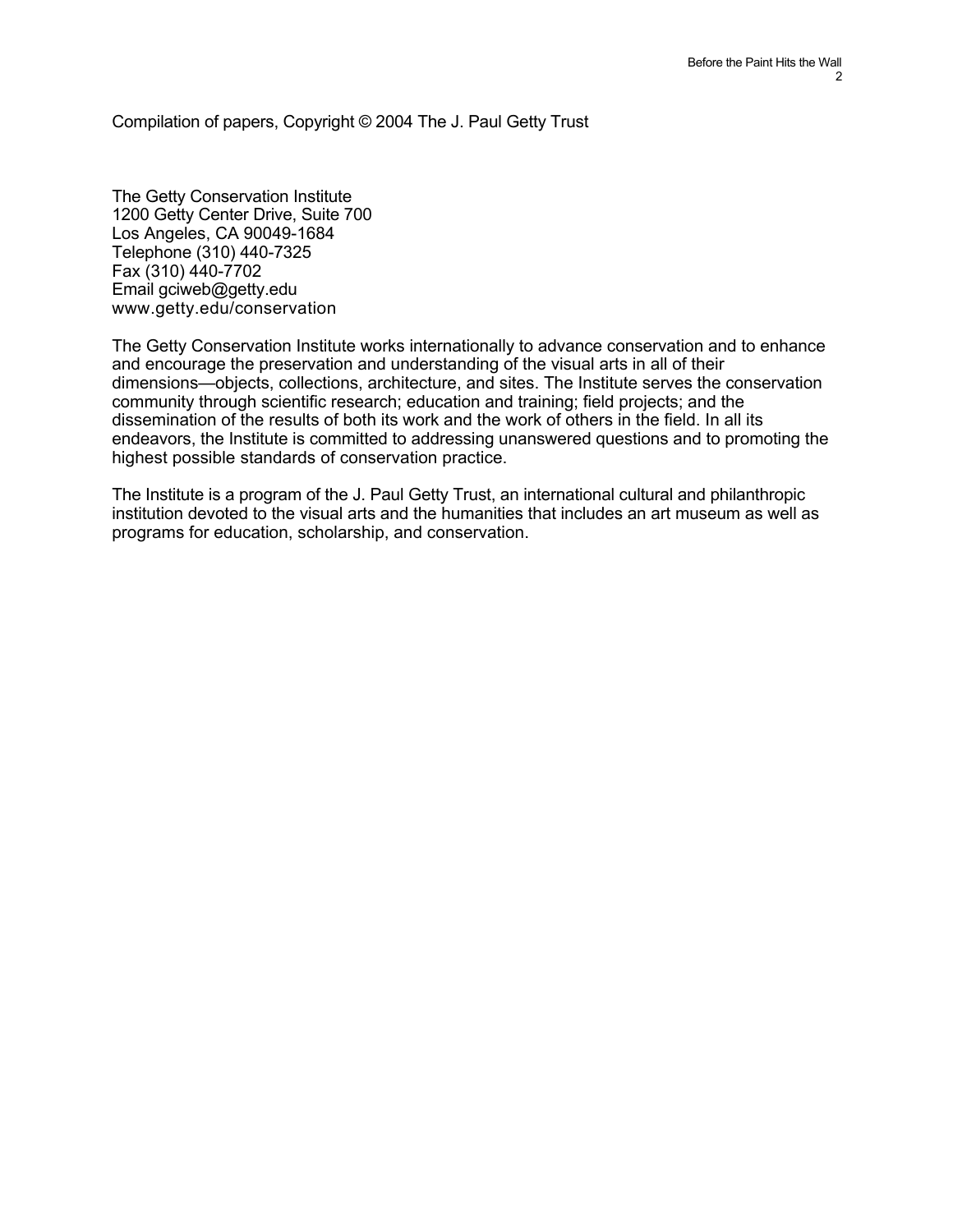Compilation of papers, Copyright © 2004 The J. Paul Getty Trust

The Getty Conservation Institute
1200 Getty Center Drive, Suite 700
Los Angeles, CA 90049-1684
Telephone (310) 440-7325
Fax (310) 440-7702
Email gciweb@getty.edu
www.getty.edu/conservation

The Getty Conservation Institute works internationally to advance conservation and to enhance and encourage the preservation and understanding of the visual arts in all of their dimensions—objects, collections, architecture, and sites. The Institute serves the conservation community through scientific research; education and training; field projects; and the dissemination of the results of both its work and the work of others in the field. In all its endeavors, the Institute is committed to addressing unanswered questions and to promoting the highest possible standards of conservation practice.

The Institute is a program of the J. Paul Getty Trust, an international cultural and philanthropic institution devoted to the visual arts and the humanities that includes an art museum as well as programs for education, scholarship, and conservation.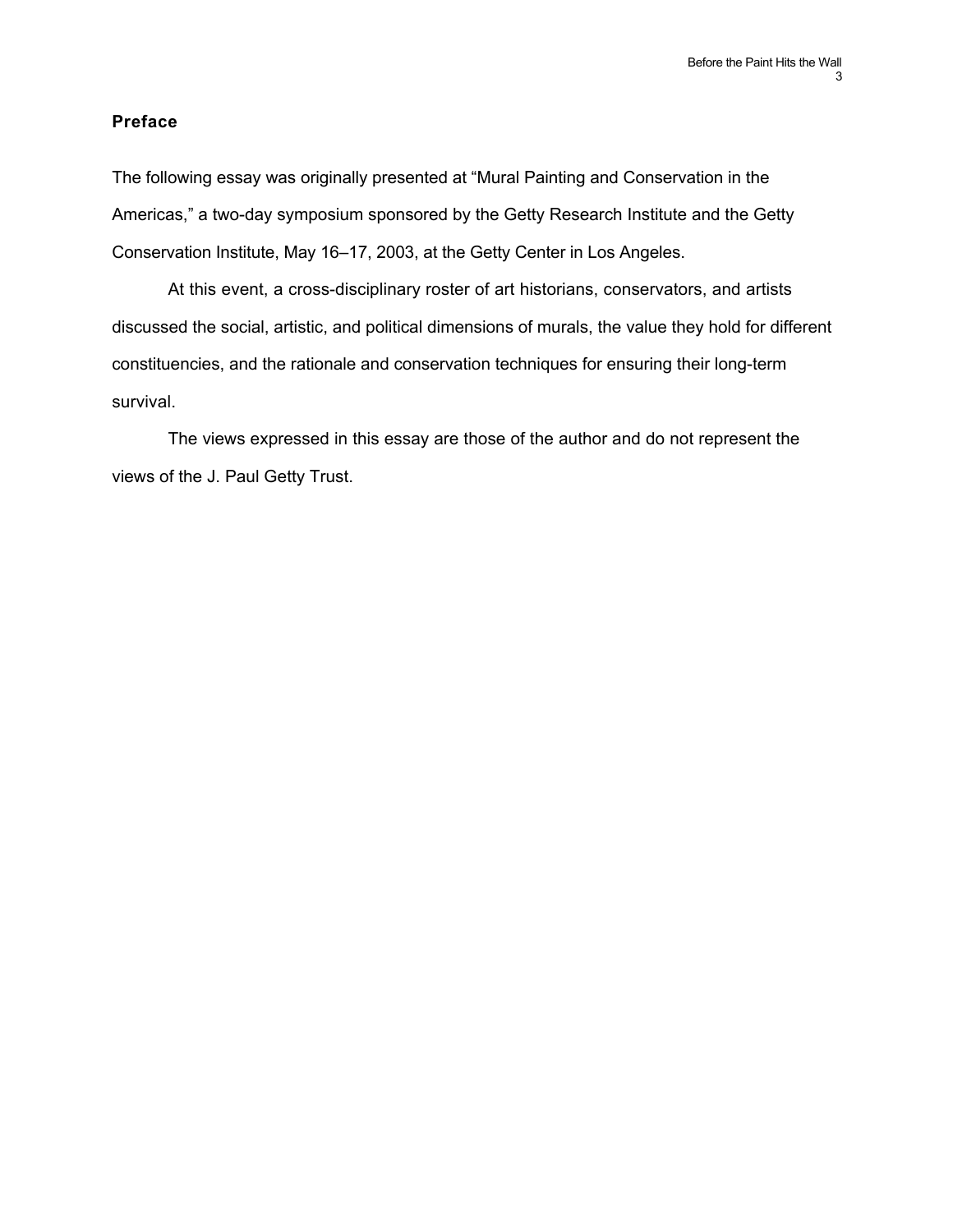## Preface

The following essay was originally presented at “Mural Painting and Conservation in the Americas,” a two-day symposium sponsored by the Getty Research Institute and the Getty Conservation Institute, May 16–17, 2003, at the Getty Center in Los Angeles.

At this event, a cross-disciplinary roster of art historians, conservators, and artists discussed the social, artistic, and political dimensions of murals, the value they hold for different constituencies, and the rationale and conservation techniques for ensuring their long-term survival.

The views expressed in this essay are those of the author and do not represent the views of the J. Paul Getty Trust.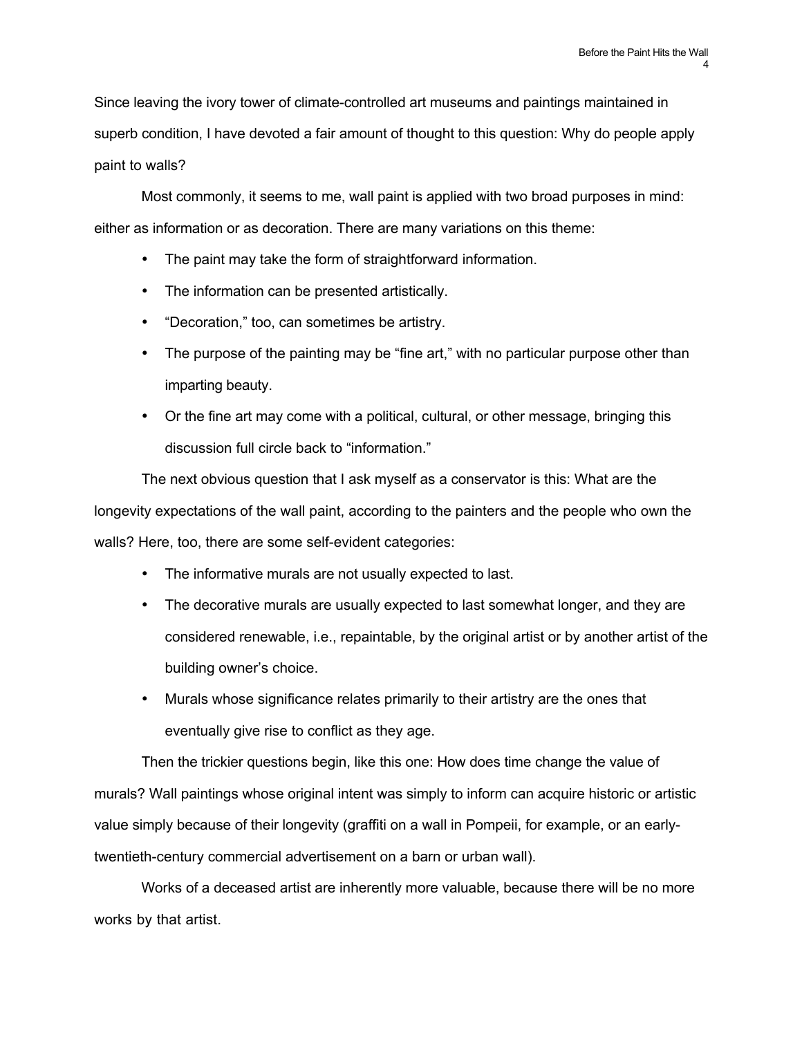Since leaving the ivory tower of climate-controlled art museums and paintings maintained in superb condition, I have devoted a fair amount of thought to this question: Why do people apply paint to walls?

Most commonly, it seems to me, wall paint is applied with two broad purposes in mind: either as information or as decoration. There are many variations on this theme:

- The paint may take the form of straightforward information.
- The information can be presented artistically.
- "Decoration," too, can sometimes be artistry.
- The purpose of the painting may be "fine art," with no particular purpose other than imparting beauty.
- Or the fine art may come with a political, cultural, or other message, bringing this discussion full circle back to "information."

The next obvious question that I ask myself as a conservator is this: What are the longevity expectations of the wall paint, according to the painters and the people who own the walls? Here, too, there are some self-evident categories:

- The informative murals are not usually expected to last.
- The decorative murals are usually expected to last somewhat longer, and they are considered renewable, i.e., repaintable, by the original artist or by another artist of the building owner's choice.
- Murals whose significance relates primarily to their artistry are the ones that eventually give rise to conflict as they age.

Then the trickier questions begin, like this one: How does time change the value of murals? Wall paintings whose original intent was simply to inform can acquire historic or artistic value simply because of their longevity (graffiti on a wall in Pompeii, for example, or an early-twentieth-century commercial advertisement on a barn or urban wall).

Works of a deceased artist are inherently more valuable, because there will be no more works by that artist.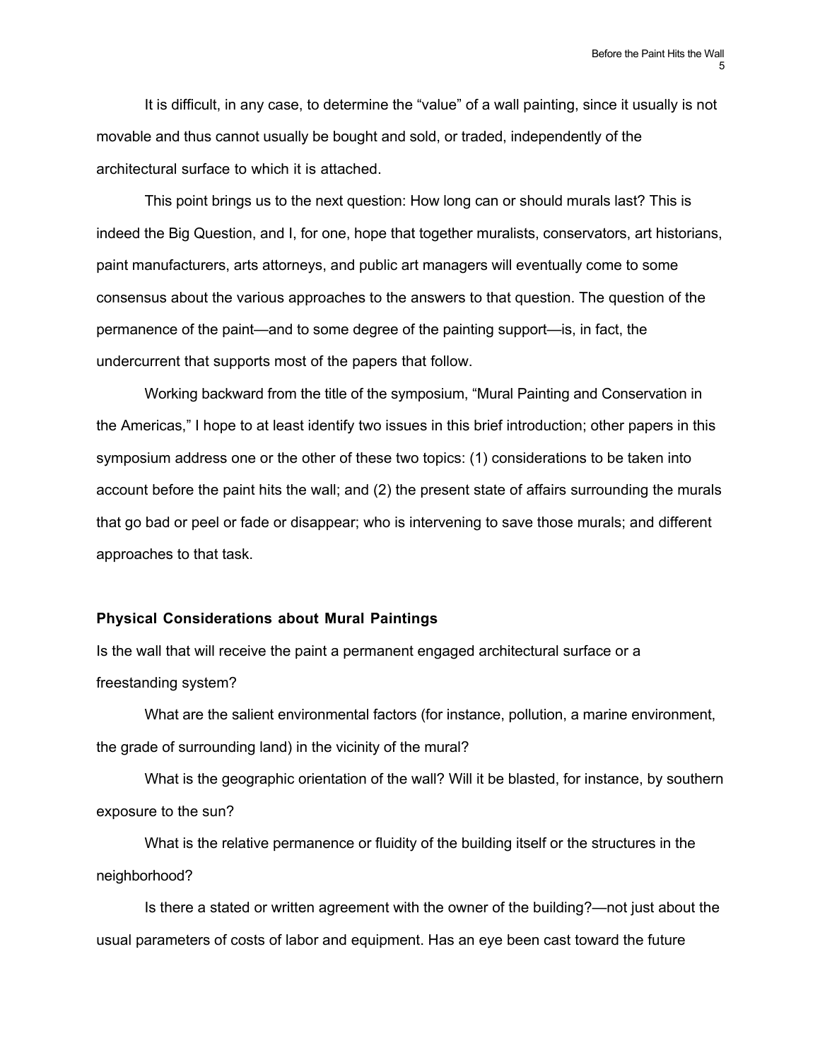It is difficult, in any case, to determine the “value” of a wall painting, since it usually is not movable and thus cannot usually be bought and sold, or traded, independently of the architectural surface to which it is attached.

This point brings us to the next question: How long can or should murals last? This is indeed the Big Question, and I, for one, hope that together muralists, conservators, art historians, paint manufacturers, arts attorneys, and public art managers will eventually come to some consensus about the various approaches to the answers to that question. The question of the permanence of the paint—and to some degree of the painting support—is, in fact, the undercurrent that supports most of the papers that follow.

Working backward from the title of the symposium, “Mural Painting and Conservation in the Americas,” I hope to at least identify two issues in this brief introduction; other papers in this symposium address one or the other of these two topics: (1) considerations to be taken into account before the paint hits the wall; and (2) the present state of affairs surrounding the murals that go bad or peel or fade or disappear; who is intervening to save those murals; and different approaches to that task.

## Physical Considerations about Mural Paintings

Is the wall that will receive the paint a permanent engaged architectural surface or a freestanding system?

What are the salient environmental factors (for instance, pollution, a marine environment, the grade of surrounding land) in the vicinity of the mural?

What is the geographic orientation of the wall? Will it be blasted, for instance, by southern exposure to the sun?

What is the relative permanence or fluidity of the building itself or the structures in the neighborhood?

Is there a stated or written agreement with the owner of the building?—not just about the usual parameters of costs of labor and equipment. Has an eye been cast toward the future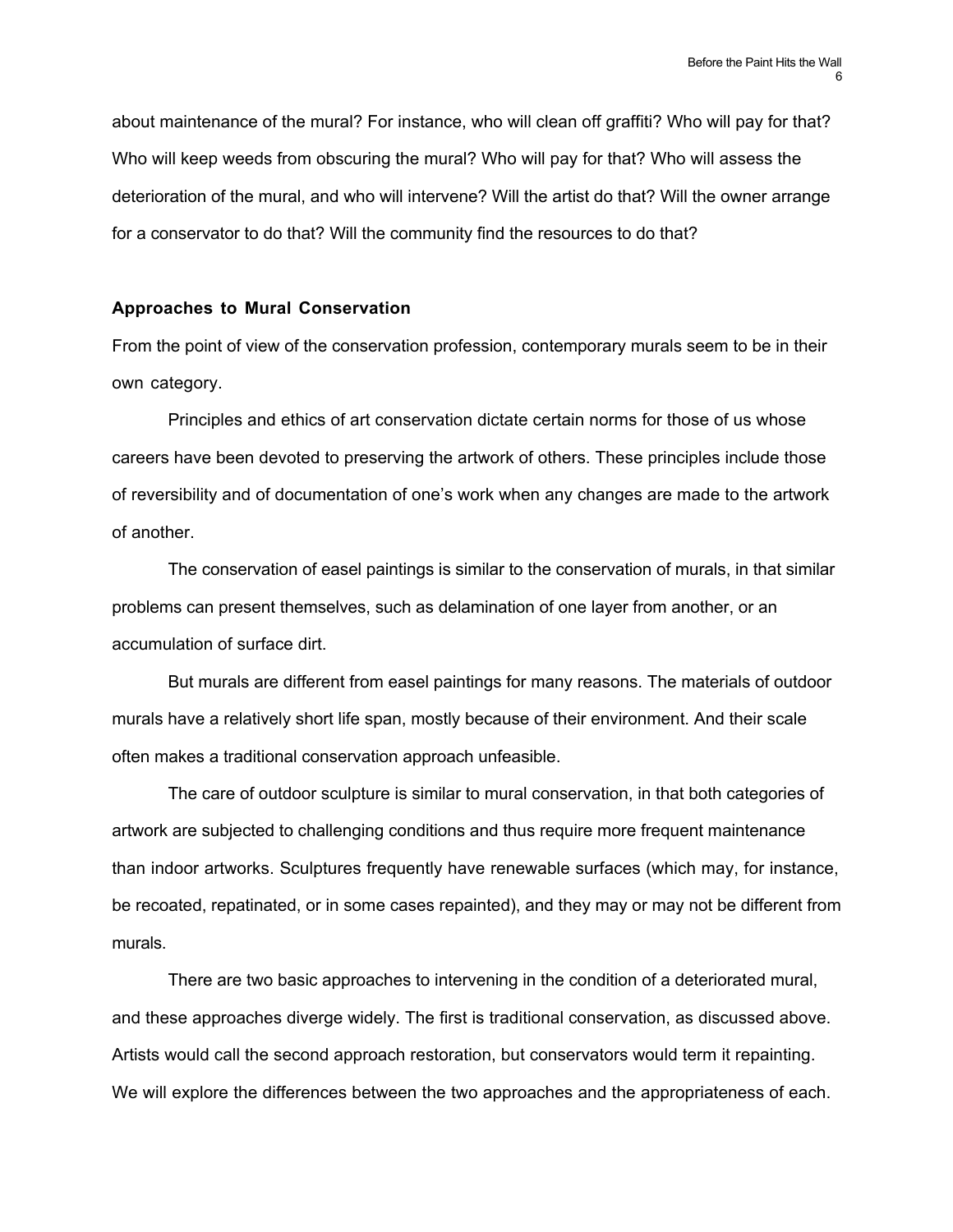about maintenance of the mural? For instance, who will clean off graffiti? Who will pay for that? Who will keep weeds from obscuring the mural? Who will pay for that? Who will assess the deterioration of the mural, and who will intervene? Will the artist do that? Will the owner arrange for a conservator to do that? Will the community find the resources to do that?

### Approaches to Mural Conservation

From the point of view of the conservation profession, contemporary murals seem to be in their own category.

Principles and ethics of art conservation dictate certain norms for those of us whose careers have been devoted to preserving the artwork of others. These principles include those of reversibility and of documentation of one's work when any changes are made to the artwork of another.

The conservation of easel paintings is similar to the conservation of murals, in that similar problems can present themselves, such as delamination of one layer from another, or an accumulation of surface dirt.

But murals are different from easel paintings for many reasons. The materials of outdoor murals have a relatively short life span, mostly because of their environment. And their scale often makes a traditional conservation approach unfeasible.

The care of outdoor sculpture is similar to mural conservation, in that both categories of artwork are subjected to challenging conditions and thus require more frequent maintenance than indoor artworks. Sculptures frequently have renewable surfaces (which may, for instance, be recoated, repatinated, or in some cases repainted), and they may or may not be different from murals.

There are two basic approaches to intervening in the condition of a deteriorated mural, and these approaches diverge widely. The first is traditional conservation, as discussed above. Artists would call the second approach restoration, but conservators would term it repainting. We will explore the differences between the two approaches and the appropriateness of each.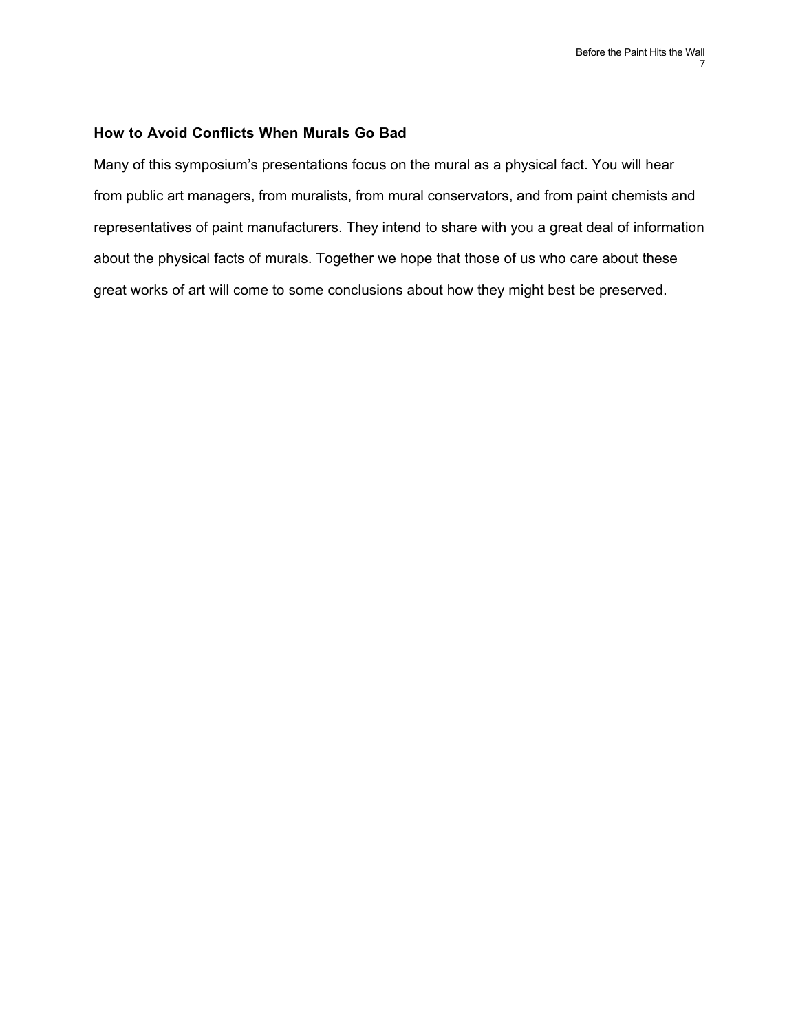## How to Avoid Conflicts When Murals Go Bad

Many of this symposium's presentations focus on the mural as a physical fact. You will hear from public art managers, from muralists, from mural conservators, and from paint chemists and representatives of paint manufacturers. They intend to share with you a great deal of information about the physical facts of murals. Together we hope that those of us who care about these great works of art will come to some conclusions about how they might best be preserved.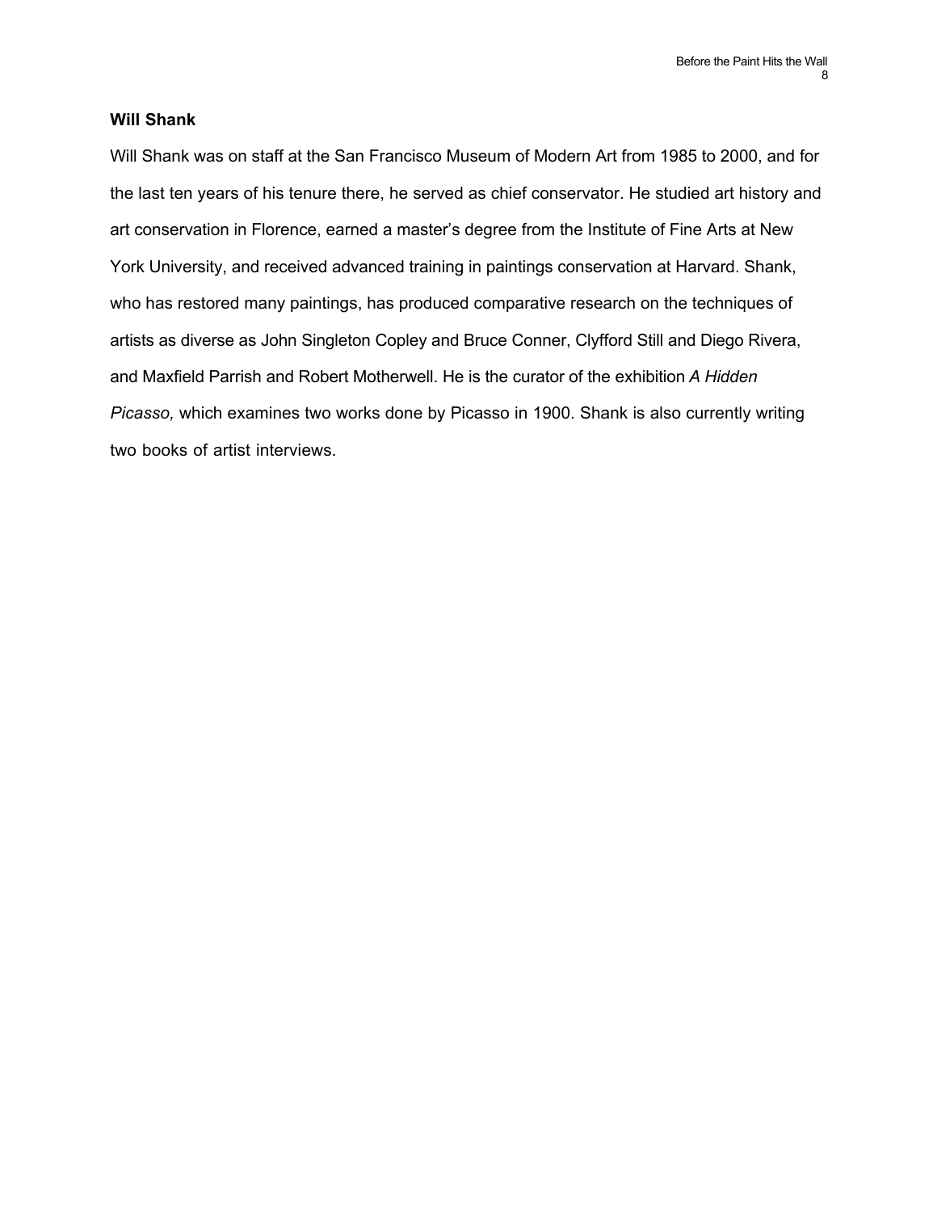**Will Shank**

Will Shank was on staff at the San Francisco Museum of Modern Art from 1985 to 2000, and for the last ten years of his tenure there, he served as chief conservator. He studied art history and art conservation in Florence, earned a master's degree from the Institute of Fine Arts at New York University, and received advanced training in paintings conservation at Harvard. Shank, who has restored many paintings, has produced comparative research on the techniques of artists as diverse as John Singleton Copley and Bruce Conner, Clyfford Still and Diego Rivera, and Maxfield Parrish and Robert Motherwell. He is the curator of the exhibition *A Hidden Picasso,* which examines two works done by Picasso in 1900. Shank is also currently writing two books of artist interviews.